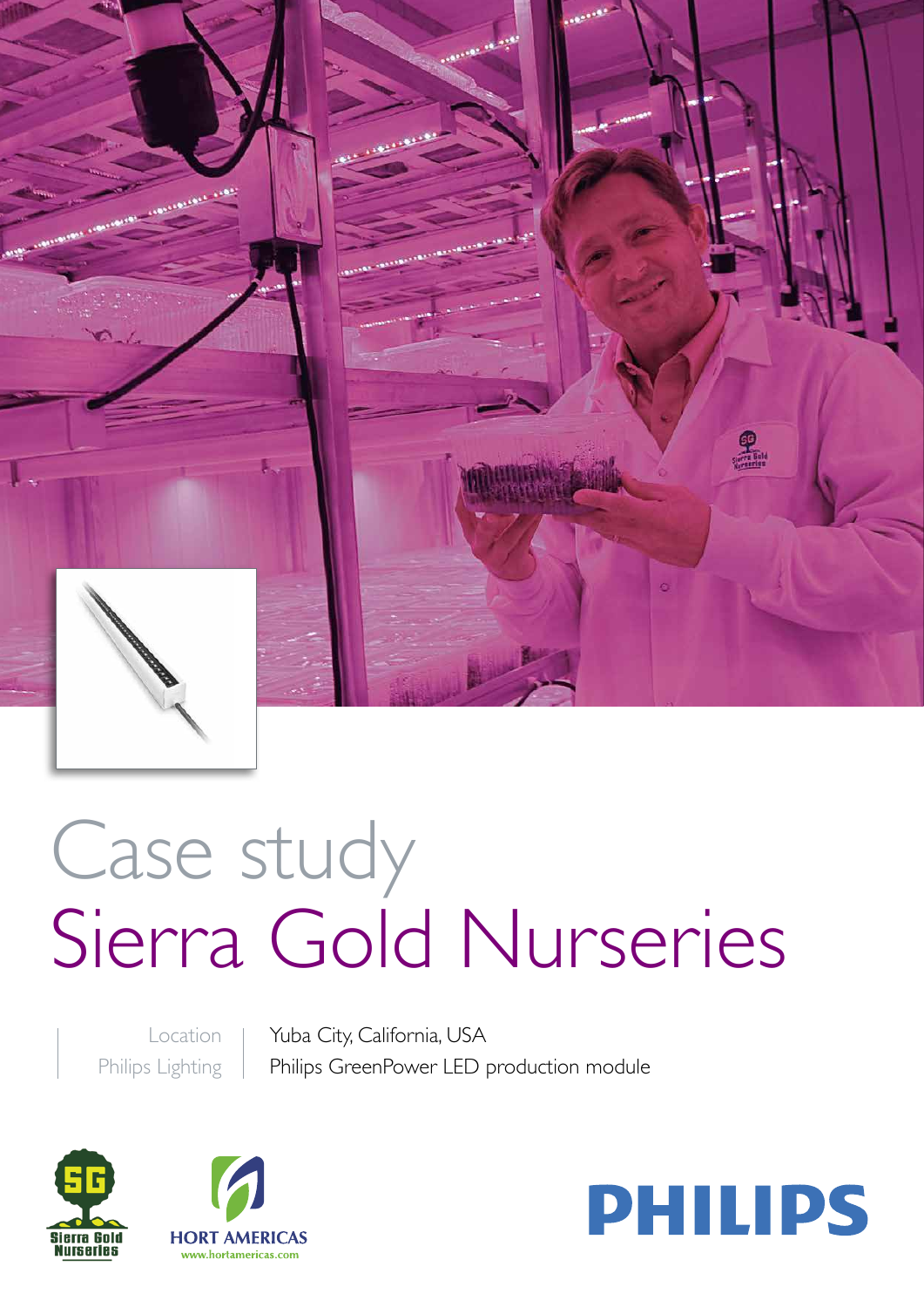# Case study
# Sierra Gold Nurseries

| | |
|---|---|
| Location | Yuba City, California, USA |
| Philips Lighting | Philips GreenPower LED production module |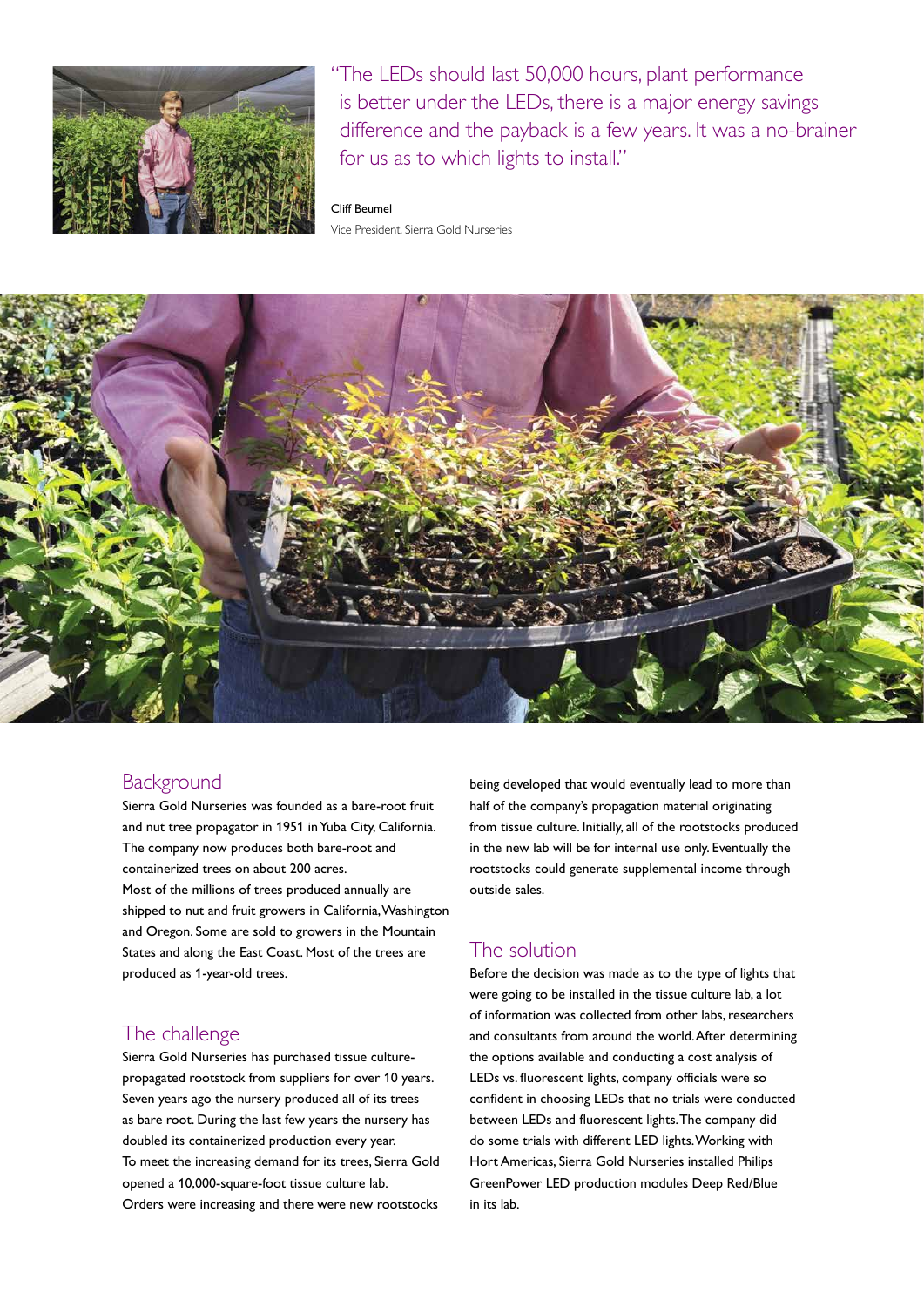"The LEDs should last 50,000 hours, plant performance is better under the LEDs, there is a major energy savings difference and the payback is a few years. It was a no-brainer for us as to which lights to install."

Cliff Beumel
Vice President, Sierra Gold Nurseries

## Background

Sierra Gold Nurseries was founded as a bare-root fruit and nut tree propagator in 1951 in Yuba City, California. The company now produces both bare-root and containerized trees on about 200 acres.
Most of the millions of trees produced annually are shipped to nut and fruit growers in California, Washington and Oregon. Some are sold to growers in the Mountain States and along the East Coast. Most of the trees are produced as 1-year-old trees.

## The challenge

Sierra Gold Nurseries has purchased tissue culture-propagated rootstock from suppliers for over 10 years. Seven years ago the nursery produced all of its trees as bare root. During the last few years the nursery has doubled its containerized production every year.
To meet the increasing demand for its trees, Sierra Gold opened a 10,000-square-foot tissue culture lab.
Orders were increasing and there were new rootstocks being developed that would eventually lead to more than half of the company's propagation material originating from tissue culture. Initially, all of the rootstocks produced in the new lab will be for internal use only. Eventually the rootstocks could generate supplemental income through outside sales.

## The solution

Before the decision was made as to the type of lights that were going to be installed in the tissue culture lab, a lot of information was collected from other labs, researchers and consultants from around the world. After determining the options available and conducting a cost analysis of LEDs vs. fluorescent lights, company officials were so confident in choosing LEDs that no trials were conducted between LEDs and fluorescent lights. The company did do some trials with different LED lights. Working with Hort Americas, Sierra Gold Nurseries installed Philips GreenPower LED production modules Deep Red/Blue in its lab.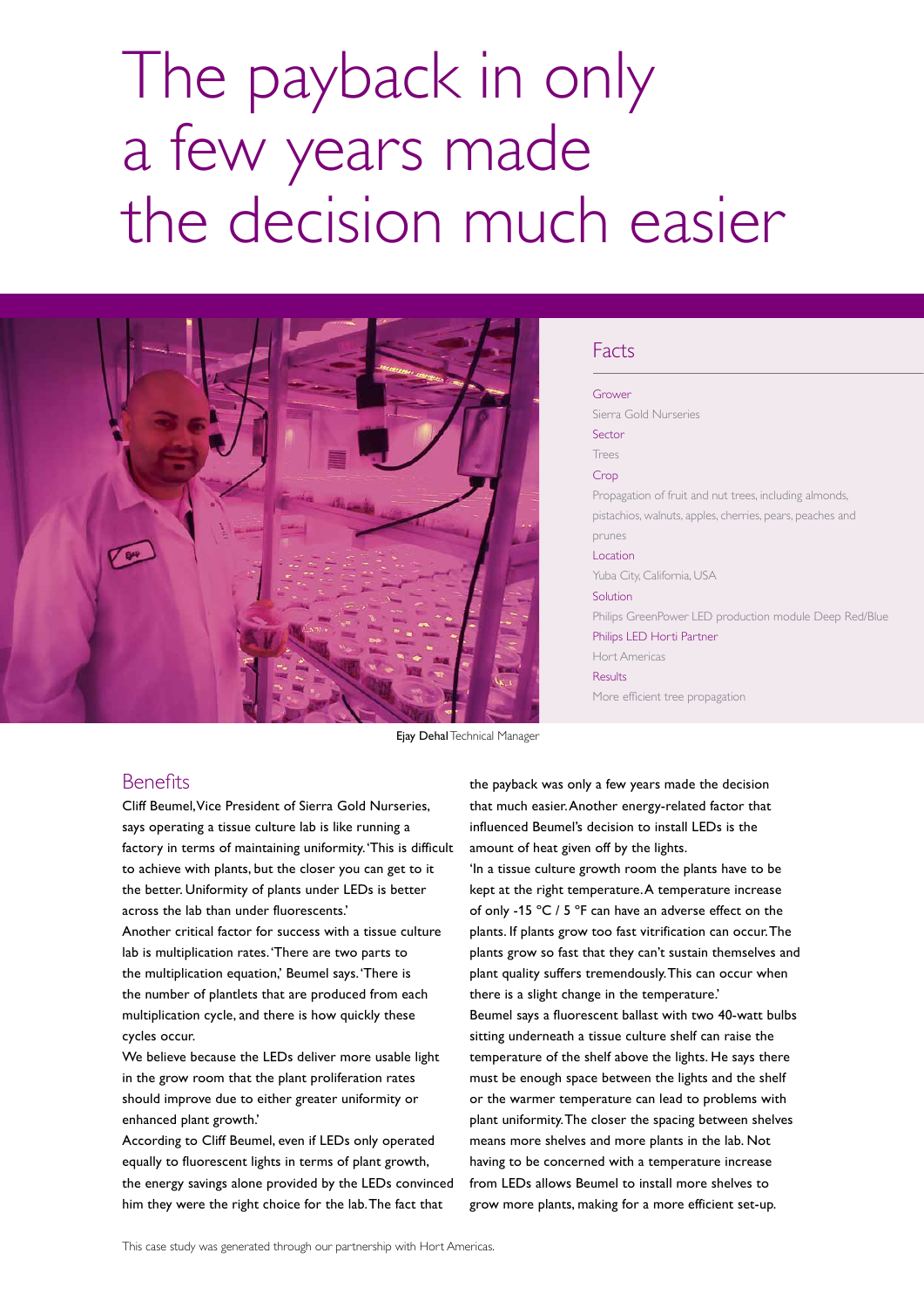# The payback in only a few years made the decision much easier

Ejay Dehal Technical Manager

## Facts

**Grower**
Sierra Gold Nurseries

**Sector**
Trees

**Crop**
Propagation of fruit and nut trees, including almonds, pistachios, walnuts, apples, cherries, pears, peaches and prunes

**Location**
Yuba City, California, USA

**Solution**
Philips GreenPower LED production module Deep Red/Blue

**Philips LED Horti Partner**
Hort Americas

**Results**
More efficient tree propagation

## Benefits

Cliff Beumel, Vice President of Sierra Gold Nurseries, says operating a tissue culture lab is like running a factory in terms of maintaining uniformity. 'This is difficult to achieve with plants, but the closer you can get to it the better. Uniformity of plants under LEDs is better across the lab than under fluorescents.'

Another critical factor for success with a tissue culture lab is multiplication rates. 'There are two parts to the multiplication equation,' Beumel says. 'There is the number of plantlets that are produced from each multiplication cycle, and there is how quickly these cycles occur.

We believe because the LEDs deliver more usable light in the grow room that the plant proliferation rates should improve due to either greater uniformity or enhanced plant growth.'

According to Cliff Beumel, even if LEDs only operated equally to fluorescent lights in terms of plant growth, the energy savings alone provided by the LEDs convinced him they were the right choice for the lab. The fact that the payback was only a few years made the decision that much easier. Another energy-related factor that influenced Beumel's decision to install LEDs is the amount of heat given off by the lights.

'In a tissue culture growth room the plants have to be kept at the right temperature. A temperature increase of only -15 °C / 5 °F can have an adverse effect on the plants. If plants grow too fast vitrification can occur. The plants grow so fast that they can't sustain themselves and plant quality suffers tremendously. This can occur when there is a slight change in the temperature.'

Beumel says a fluorescent ballast with two 40-watt bulbs sitting underneath a tissue culture shelf can raise the temperature of the shelf above the lights. He says there must be enough space between the lights and the shelf or the warmer temperature can lead to problems with plant uniformity. The closer the spacing between shelves means more shelves and more plants in the lab. Not having to be concerned with a temperature increase from LEDs allows Beumel to install more shelves to grow more plants, making for a more efficient set-up.

This case study was generated through our partnership with Hort Americas.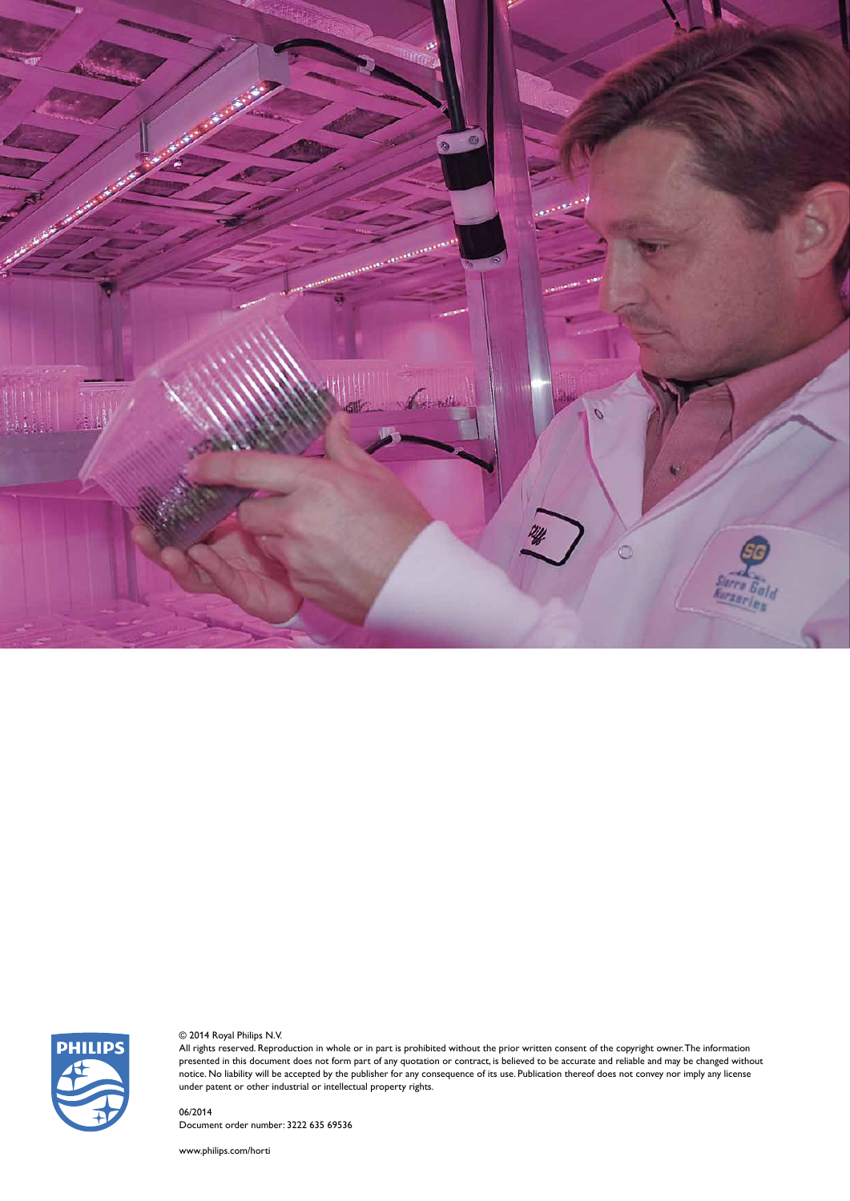© 2014 Royal Philips N.V.
All rights reserved. Reproduction in whole or in part is prohibited without the prior written consent of the copyright owner. The information presented in this document does not form part of any quotation or contract, is believed to be accurate and reliable and may be changed without notice. No liability will be accepted by the publisher for any consequence of its use. Publication thereof does not convey nor imply any license under patent or other industrial or intellectual property rights.

06/2014
Document order number: 3222 635 69536

www.philips.com/horti